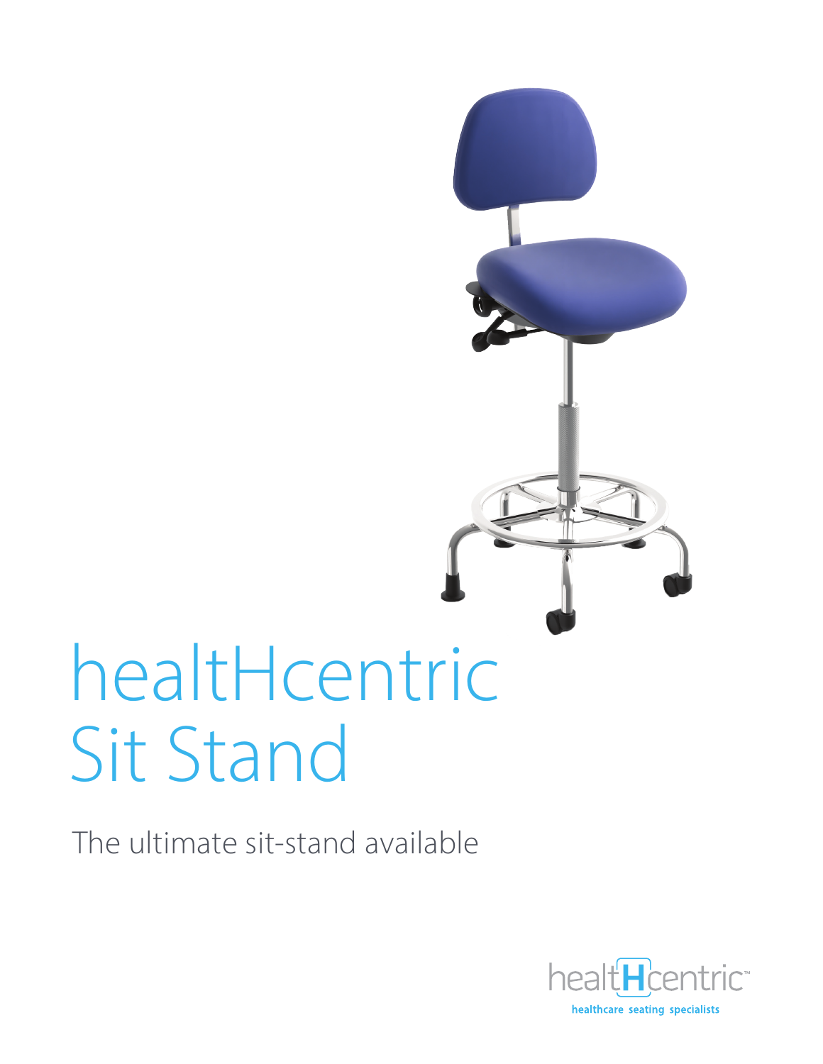# healtHcentric Sit Stand

The ultimate sit-stand available

healtHcentric™

healthcare seating specialists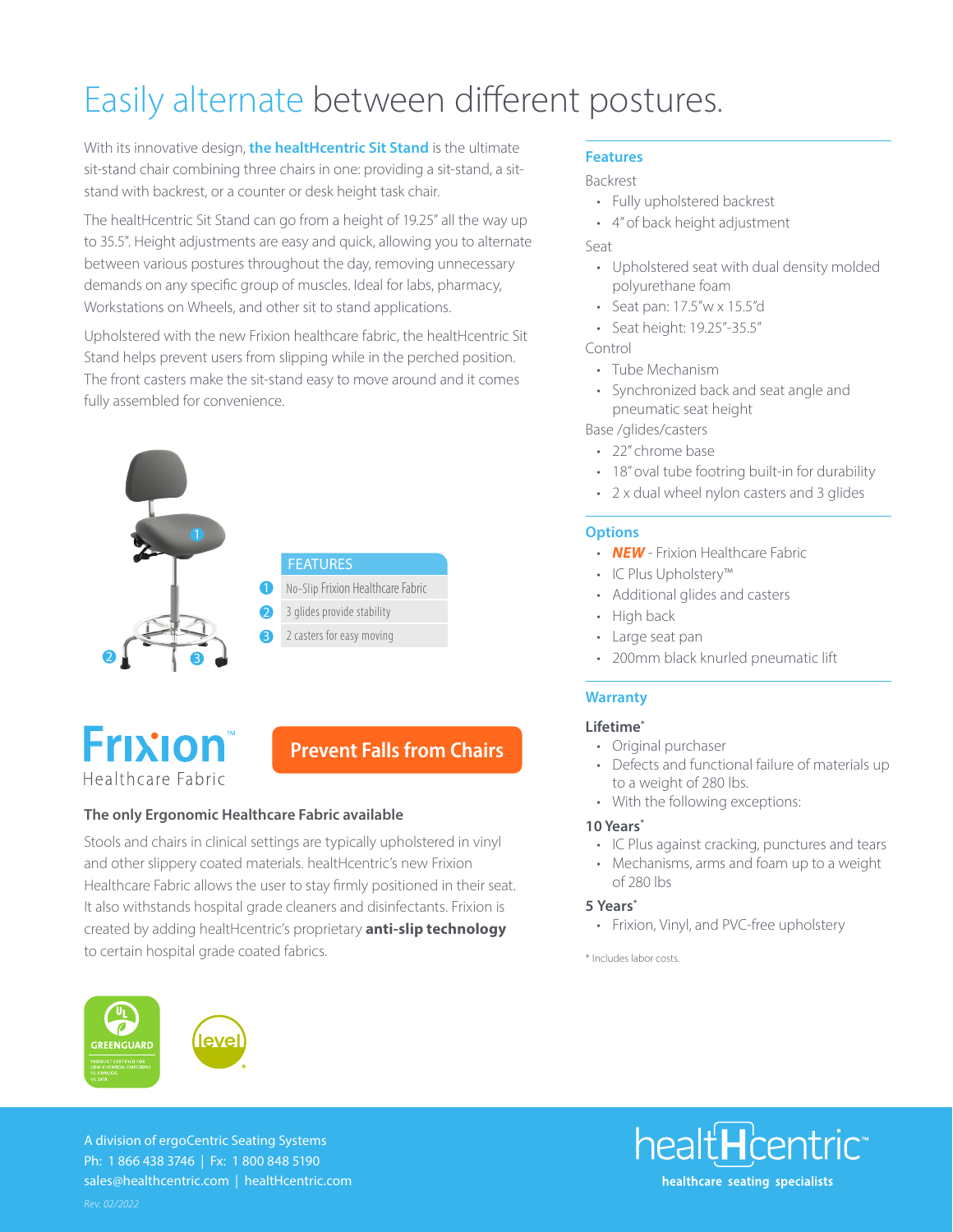# Easily alternate between different postures.

With its innovative design, **the healtHcentric Sit Stand** is the ultimate sit-stand chair combining three chairs in one: providing a sit-stand, a sit-stand with backrest, or a counter or desk height task chair.

The healtHcentric Sit Stand can go from a height of 19.25" all the way up to 35.5". Height adjustments are easy and quick, allowing you to alternate between various postures throughout the day, removing unnecessary demands on any specific group of muscles. Ideal for labs, pharmacy, Workstations on Wheels, and other sit to stand applications.

Upholstered with the new Frixion healthcare fabric, the healtHcentric Sit Stand helps prevent users from slipping while in the perched position. The front casters make the sit-stand easy to move around and it comes fully assembled for convenience.

| | FEATURES |
|---|---|
| 1 | No-Slip Frixion Healthcare Fabric |
| 2 | 3 glides provide stability |
| 3 | 2 casters for easy moving |

**Frixion™** Healthcare Fabric

**Prevent Falls from Chairs**

### The only Ergonomic Healthcare Fabric available

Stools and chairs in clinical settings are typically upholstered in vinyl and other slippery coated materials. healtHcentric's new Frixion Healthcare Fabric allows the user to stay firmly positioned in their seat. It also withstands hospital grade cleaners and disinfectants. Frixion is created by adding healtHcentric's proprietary **anti-slip technology** to certain hospital grade coated fabrics.

GREENGUARD

level

## Features

Backrest

- Fully upholstered backrest
- 4" of back height adjustment

Seat

- Upholstered seat with dual density molded polyurethane foam
- Seat pan: 17.5"w x 15.5"d
- Seat height: 19.25"-35.5"

Control

- Tube Mechanism
- Synchronized back and seat angle and pneumatic seat height

Base /glides/casters

- 22" chrome base
- 18" oval tube footring built-in for durability
- 2 x dual wheel nylon casters and 3 glides

## Options

- ***NEW*** - Frixion Healthcare Fabric
- IC Plus Upholstery™
- Additional glides and casters
- High back
- Large seat pan
- 200mm black knurled pneumatic lift

## Warranty

**Lifetime***

- Original purchaser
- Defects and functional failure of materials up to a weight of 280 lbs.
- With the following exceptions:

**10 Years***

- IC Plus against cracking, punctures and tears
- Mechanisms, arms and foam up to a weight of 280 lbs

**5 Years***

- Frixion, Vinyl, and PVC-free upholstery

\* Includes labor costs.

A division of ergoCentric Seating Systems
Ph: 1 866 438 3746 | Fx: 1 800 848 5190
sales@healthcentric.com | healtHcentric.com

Rev. 02/2022

healtHcentric™ healthcare seating specialists